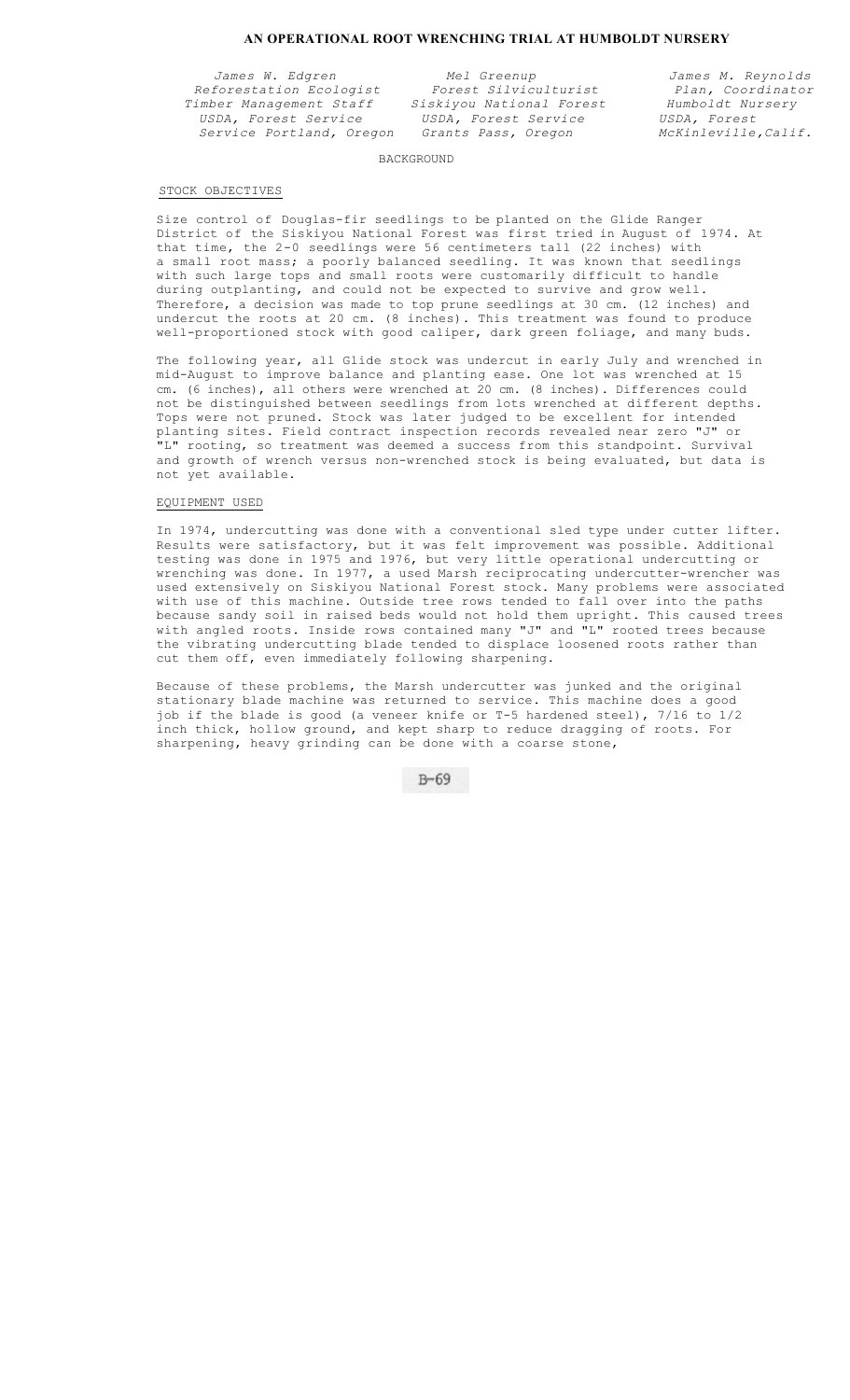# AN OPERATIONAL ROOT WRENCHING TRIAL AT HUMBOLDT NURSERY

*James W. Edgren*
*Reforestation Ecologist*
*Timber Management Staff*
*USDA, Forest Service*
*Service Portland, Oregon*

*Mel Greenup*
*Forest Silviculturist*
*Siskiyou National Forest*
*USDA, Forest Service*
*Grants Pass, Oregon*

*James M. Reynolds*
*Plan, Coordinator*
*Humboldt Nursery*
*USDA, Forest*
*McKinleville,Calif.*

## BACKGROUND

### STOCK OBJECTIVES

Size control of Douglas-fir seedlings to be planted on the Glide Ranger District of the Siskiyou National Forest was first tried in August of 1974. At that time, the 2-0 seedlings were 56 centimeters tall (22 inches) with a small root mass; a poorly balanced seedling. It was known that seedlings with such large tops and small roots were customarily difficult to handle during outplanting, and could not be expected to survive and grow well. Therefore, a decision was made to top prune seedlings at 30 cm. (12 inches) and undercut the roots at 20 cm. (8 inches). This treatment was found to produce well-proportioned stock with good caliper, dark green foliage, and many buds.

The following year, all Glide stock was undercut in early July and wrenched in mid-August to improve balance and planting ease. One lot was wrenched at 15 cm. (6 inches), all others were wrenched at 20 cm. (8 inches). Differences could not be distinguished between seedlings from lots wrenched at different depths. Tops were not pruned. Stock was later judged to be excellent for intended planting sites. Field contract inspection records revealed near zero "J" or "L" rooting, so treatment was deemed a success from this standpoint. Survival and growth of wrench versus non-wrenched stock is being evaluated, but data is not yet available.

### EQUIPMENT USED

In 1974, undercutting was done with a conventional sled type under cutter lifter. Results were satisfactory, but it was felt improvement was possible. Additional testing was done in 1975 and 1976, but very little operational undercutting or wrenching was done. In 1977, a used Marsh reciprocating undercutter-wrencher was used extensively on Siskiyou National Forest stock. Many problems were associated with use of this machine. Outside tree rows tended to fall over into the paths because sandy soil in raised beds would not hold them upright. This caused trees with angled roots. Inside rows contained many "J" and "L" rooted trees because the vibrating undercutting blade tended to displace loosened roots rather than cut them off, even immediately following sharpening.

Because of these problems, the Marsh undercutter was junked and the original stationary blade machine was returned to service. This machine does a good job if the blade is good (a veneer knife or T-5 hardened steel), 7/16 to 1/2 inch thick, hollow ground, and kept sharp to reduce dragging of roots. For sharpening, heavy grinding can be done with a coarse stone,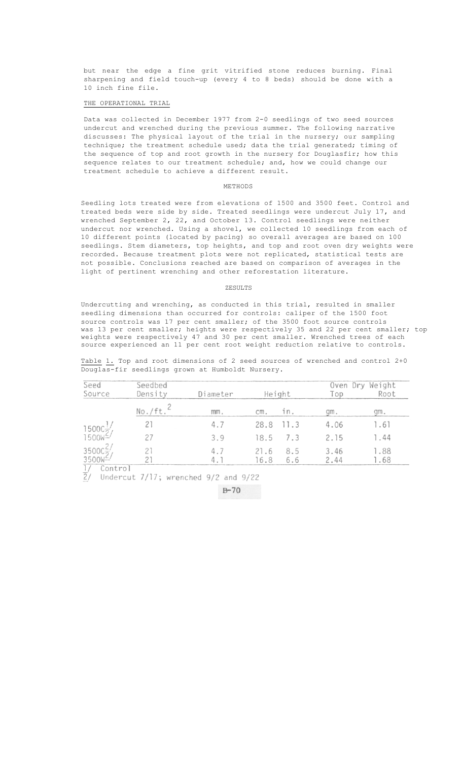but near the edge a fine grit vitrified stone reduces burning. Final sharpening and field touch-up (every 4 to 8 beds) should be done with a 10 inch fine file.

## THE OPERATIONAL TRIAL

Data was collected in December 1977 from 2-0 seedlings of two seed sources undercut and wrenched during the previous summer. The following narrative discusses: The physical layout of the trial in the nursery; our sampling technique; the treatment schedule used; data the trial generated; timing of the sequence of top and root growth in the nursery for Douglasfir; how this sequence relates to our treatment schedule; and, how we could change our treatment schedule to achieve a different result.

### METHODS

Seedling lots treated were from elevations of 1500 and 3500 feet. Control and treated beds were side by side. Treated seedlings were undercut July 17, and wrenched September 2, 22, and October 13. Control seedlings were neither undercut nor wrenched. Using a shovel, we collected 10 seedlings from each of 10 different points (located by pacing) so overall averages are based on 100 seedlings. Stem diameters, top heights, and top and root oven dry weights were recorded. Because treatment plots were not replicated, statistical tests are not possible. Conclusions reached are based on comparison of averages in the light of pertinent wrenching and other reforestation literature.

### ZESULTS

Undercutting and wrenching, as conducted in this trial, resulted in smaller seedling dimensions than occurred for controls: caliper of the 1500 foot source controls was 17 per cent smaller; of the 3500 foot source controls was 13 per cent smaller; heights were respectively 35 and 22 per cent smaller; top weights were respectively 47 and 30 per cent smaller. Wrenched trees of each source experienced an 11 per cent root weight reduction relative to controls.

Table 1. Top and root dimensions of 2 seed sources of wrenched and control 2+0 Douglas-fir seedlings grown at Humboldt Nursery.

| Seed Source | Seedbed Density | Diameter | Height | | Oven Dry Weight Top | Root |
|---|---|---|---|---|---|---|
| | No./ft.$^2$ | mm. | cm. | in. | gm. | gm. |
| 1500C[1/] | 21 | 4.7 | 28.8 | 11.3 | 4.06 | 1.61 |
| 1500W[2/] | 27 | 3.9 | 18.5 | 7.3 | 2.15 | 1.44 |
| 3500C[2/] | 21 | 4.7 | 21.6 | 8.5 | 3.46 | 1.88 |
| 3500W[2/] | 21 | 4.1 | 16.8 | 6.6 | 2.44 | 1.68 |

1/ Control
2/ Undercut 7/17; wrenched 9/2 and 9/22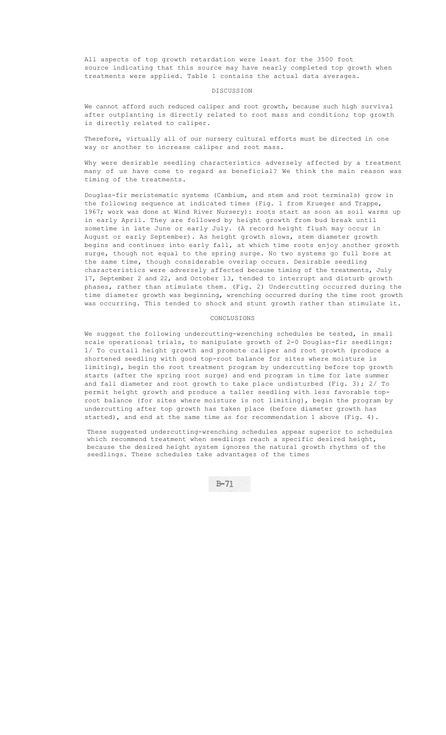All aspects of top growth retardation were least for the 3500 foot source indicating that this source may have nearly completed top growth when treatments were applied. Table 1 contains the actual data averages.

## DISCUSSION

We cannot afford such reduced caliper and root growth, because such high survival after outplanting is directly related to root mass and condition; top growth is directly related to caliper.

Therefore, virtually all of our nursery cultural efforts must be directed in one way or another to increase caliper and root mass.

Why were desirable seedling characteristics adversely affected by a treatment many of us have come to regard as beneficial? We think the main reason was timing of the treatments.

Douglas-fir meristematic systems (Cambium, and stem and root terminals) grow in the following sequence at indicated times (Fig. 1 from Krueger and Trappe, 1967; work was done at Wind River Nursery): roots start as soon as soil warms up in early April. They are followed by height growth from bud break until sometime in late June or early July. (A record height flush may occur in August or early September). As height growth slows, stem diameter growth begins and continues into early fall, at which time roots enjoy another growth surge, though not equal to the spring surge. No two systems go full bore at the same time, though considerable overlap occurs. Desirable seedling characteristics were adversely affected because timing of the treatments, July 17, September 2 and 22, and October 13, tended to interrupt and disturb growth phases, rather than stimulate them. (Fig. 2) Undercutting occurred during the time diameter growth was beginning, wrenching occurred during the time root growth was occurring. This tended to shock and stunt growth rather than stimulate it.

## CONCLUSIONS

We suggest the following undercutting-wrenching schedules be tested, in small scale operational trials, to manipulate growth of 2-0 Douglas-fir seedlings: 1/ To curtail height growth and promote caliper and root growth (produce a shortened seedling with good top-root balance for sites where moisture is limiting), begin the root treatment program by undercutting before top growth starts (after the spring root surge) and end program in time for late summer and fall diameter and root growth to take place undisturbed (Fig. 3); 2/ To permit height growth and produce a taller seedling with less favorable top-root balance (for sites where moisture is not limiting), begin the program by undercutting after top growth has taken place (before diameter growth has started), and end at the same time as for recommendation 1 above (Fig. 4).

These suggested undercutting-wrenching schedules appear superior to schedules which recommend treatment when seedlings reach a specific desired height, because the desired height system ignores the natural growth rhythms of the seedlings. These schedules take advantages of the times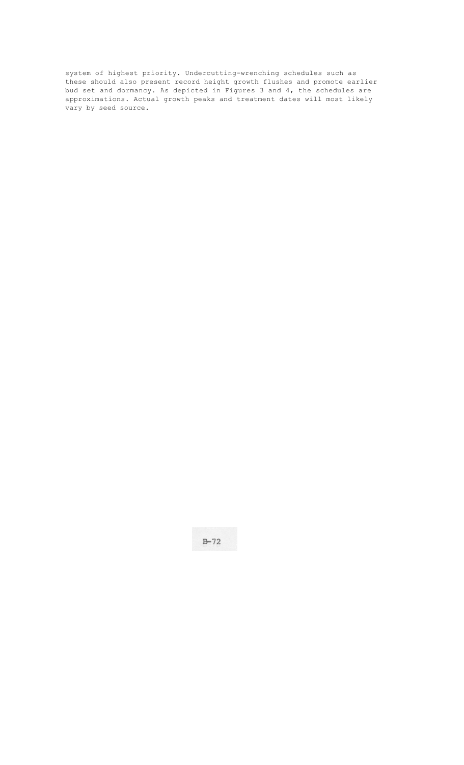system of highest priority. Undercutting-wrenching schedules such as these should also present record height growth flushes and promote earlier bud set and dormancy. As depicted in Figures 3 and 4, the schedules are approximations. Actual growth peaks and treatment dates will most likely vary by seed source.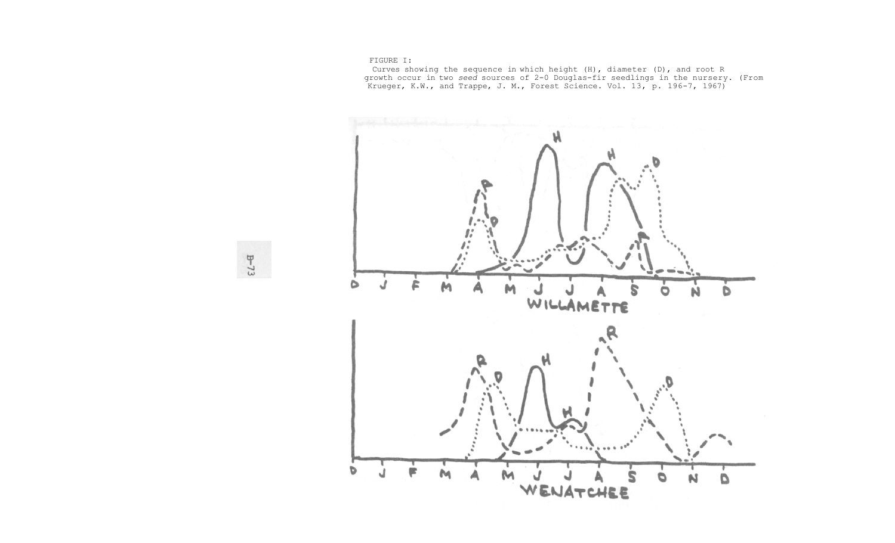FIGURE I:
Curves showing the sequence in which height (H), diameter (D), and root R growth occur in two *seed* sources of 2-0 Douglas-fir seedlings in the nursery. (From Krueger, K.W., and Trappe, J. M., Forest Science. Vol. 13, p. 196-7, 1967)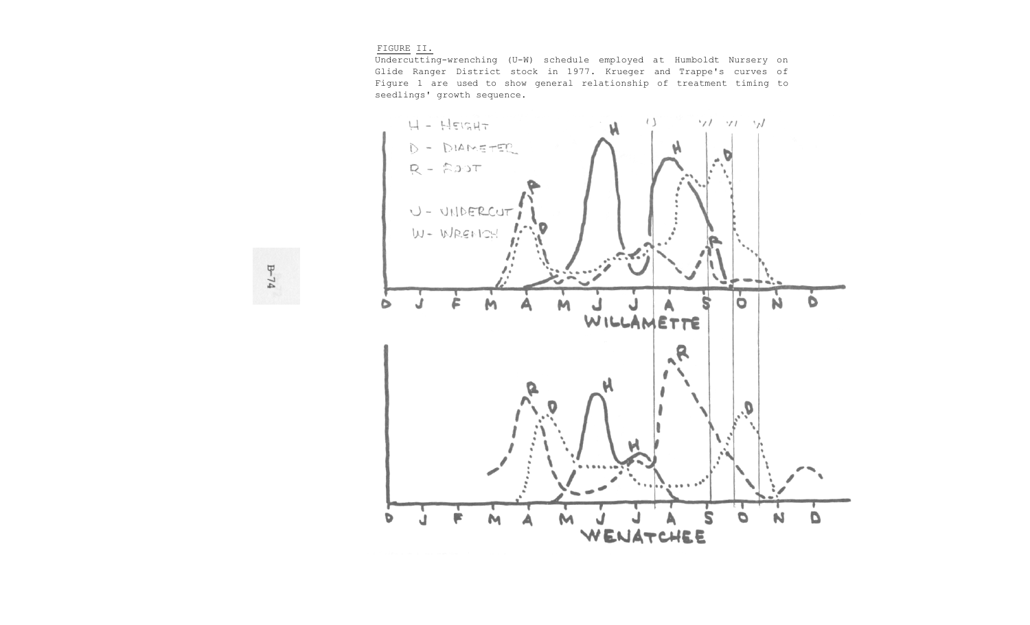FIGURE II.
Undercutting-wrenching (U-W) schedule employed at Humboldt Nursery on Glide Ranger District stock in 1977. Krueger and Trappe's curves of Figure 1 are used to show general relationship of treatment timing to seedlings' growth sequence.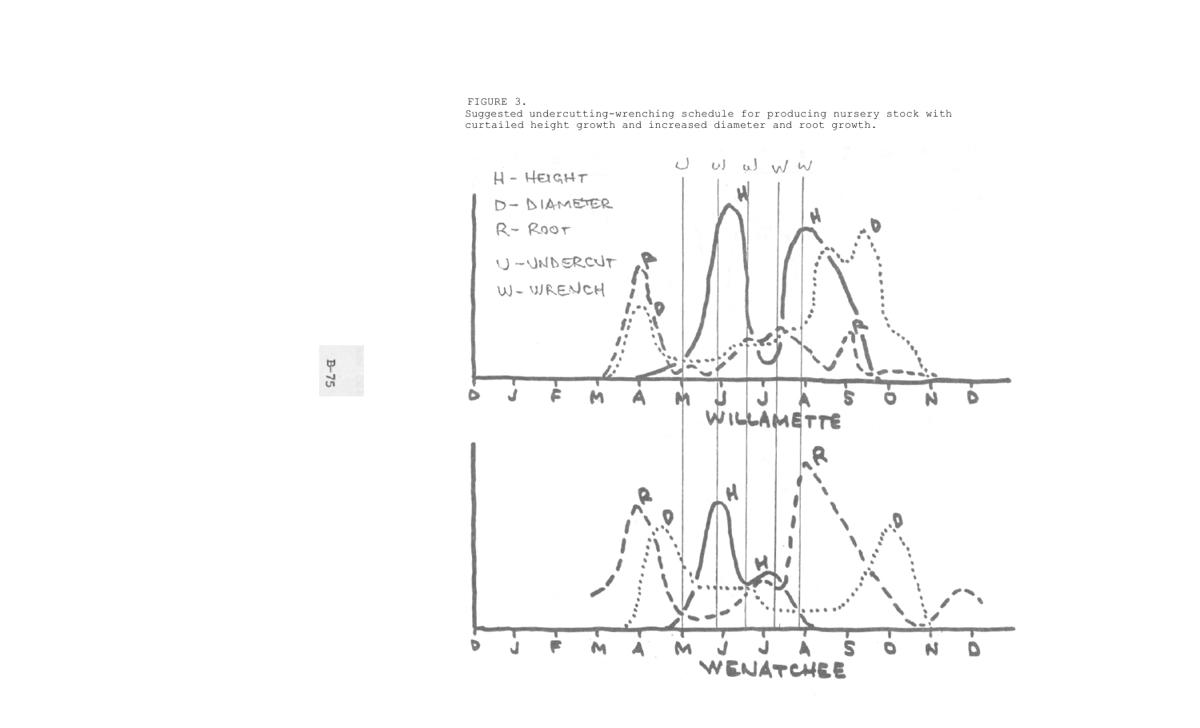FIGURE 3.
Suggested undercutting-wrenching schedule for producing nursery stock with curtailed height growth and increased diameter and root growth.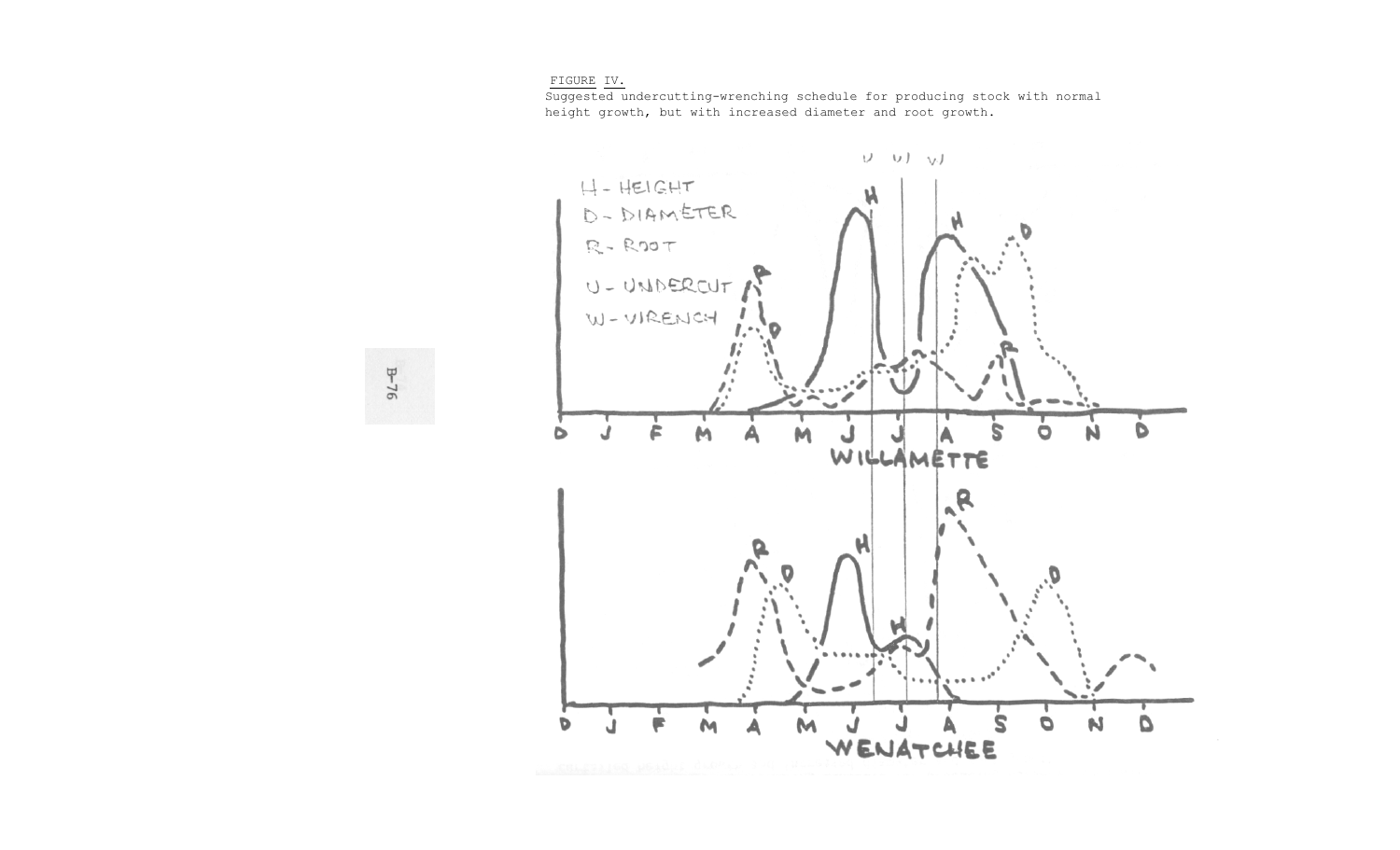FIGURE IV.

Suggested undercutting-wrenching schedule for producing stock with normal height growth, but with increased diameter and root growth.

H - HEIGHT
D - DIAMETER
R - ROOT
U - UNDERCUT
W - WRENCH

U W W

H H D R D R

D J F M A M J J A S O N D

WILLAMETTE

R R D H H D

D J F M A M J J A S O N D

WENATCHEE